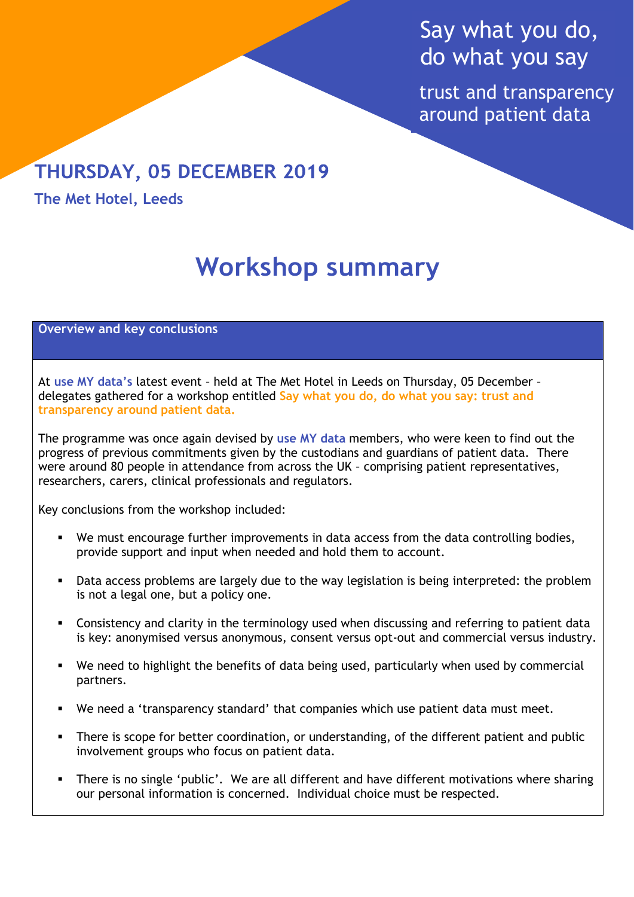# Say what you do, do what you say

trust and transparency around patient data

## THURSDAY, 05 DECEMBER 2019

**The Met Hotel, Leeds**

# Workshop summary

### Overview and key conclusions

At **use MY data's** latest event – held at The Met Hotel in Leeds on Thursday, 05 December – delegates gathered for a workshop entitled **Say what you do, do what you say: trust and transparency around patient data.**

The programme was once again devised by **use MY data** members, who were keen to find out the progress of previous commitments given by the custodians and guardians of patient data. There were around 80 people in attendance from across the UK – comprising patient representatives, researchers, carers, clinical professionals and regulators.

Key conclusions from the workshop included:

- We must encourage further improvements in data access from the data controlling bodies, provide support and input when needed and hold them to account.
- Data access problems are largely due to the way legislation is being interpreted: the problem is not a legal one, but a policy one.
- Consistency and clarity in the terminology used when discussing and referring to patient data is key: anonymised versus anonymous, consent versus opt-out and commercial versus industry.
- We need to highlight the benefits of data being used, particularly when used by commercial partners.
- We need a 'transparency standard' that companies which use patient data must meet.
- There is scope for better coordination, or understanding, of the different patient and public involvement groups who focus on patient data.
- There is no single 'public'. We are all different and have different motivations where sharing our personal information is concerned. Individual choice must be respected.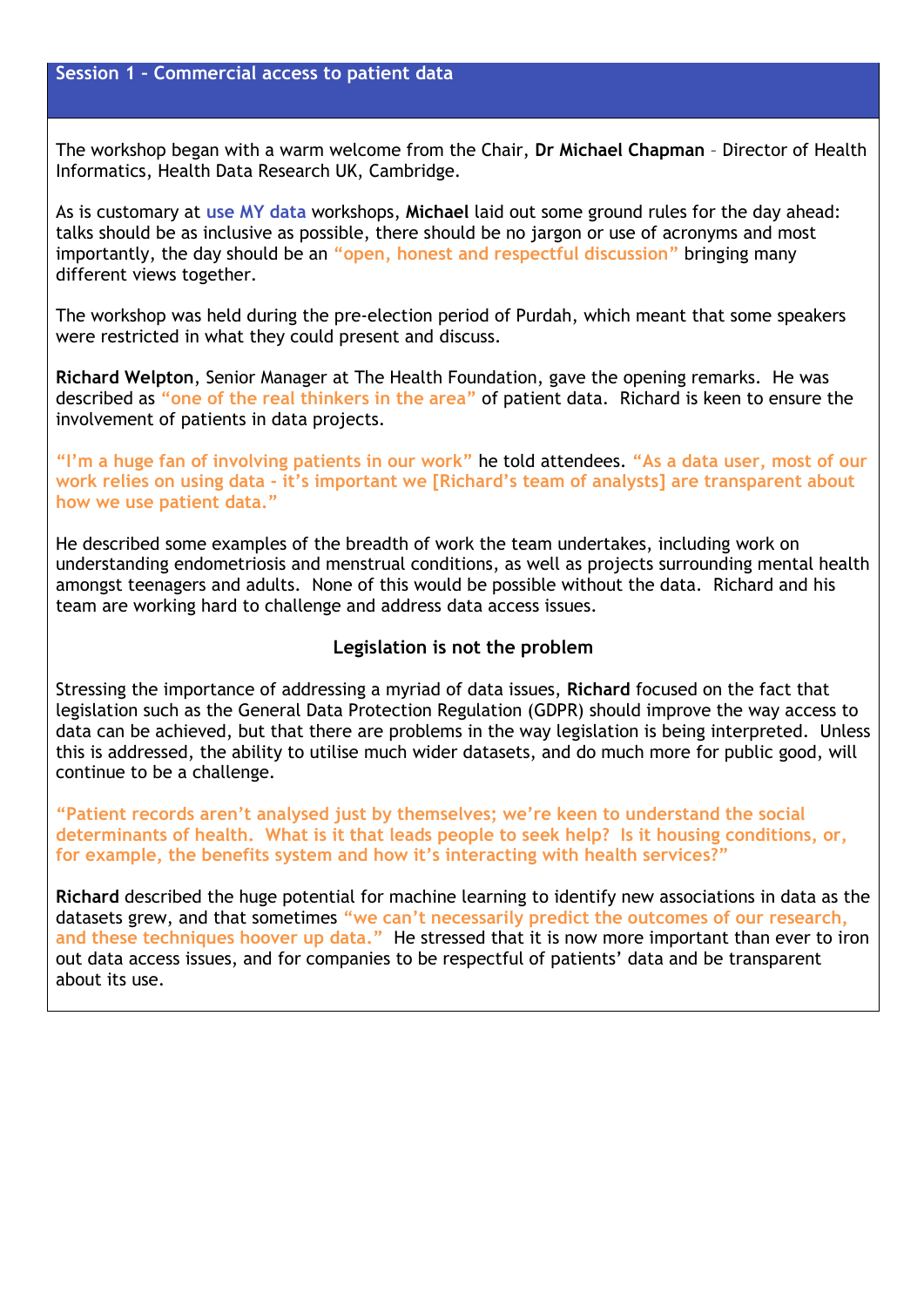## Session 1 – Commercial access to patient data

The workshop began with a warm welcome from the Chair, **Dr Michael Chapman** – Director of Health Informatics, Health Data Research UK, Cambridge.

As is customary at **use MY data** workshops, **Michael** laid out some ground rules for the day ahead: talks should be as inclusive as possible, there should be no jargon or use of acronyms and most importantly, the day should be an **"open, honest and respectful discussion"** bringing many different views together.

The workshop was held during the pre-election period of Purdah, which meant that some speakers were restricted in what they could present and discuss.

**Richard Welpton**, Senior Manager at The Health Foundation, gave the opening remarks. He was described as **"one of the real thinkers in the area"** of patient data. Richard is keen to ensure the involvement of patients in data projects.

**"I'm a huge fan of involving patients in our work"** he told attendees. **"As a data user, most of our work relies on using data - it's important we [Richard's team of analysts] are transparent about how we use patient data."**

He described some examples of the breadth of work the team undertakes, including work on understanding endometriosis and menstrual conditions, as well as projects surrounding mental health amongst teenagers and adults. None of this would be possible without the data. Richard and his team are working hard to challenge and address data access issues.

### Legislation is not the problem

Stressing the importance of addressing a myriad of data issues, **Richard** focused on the fact that legislation such as the General Data Protection Regulation (GDPR) should improve the way access to data can be achieved, but that there are problems in the way legislation is being interpreted. Unless this is addressed, the ability to utilise much wider datasets, and do much more for public good, will continue to be a challenge.

**"Patient records aren't analysed just by themselves; we're keen to understand the social determinants of health. What is it that leads people to seek help? Is it housing conditions, or, for example, the benefits system and how it's interacting with health services?"**

**Richard** described the huge potential for machine learning to identify new associations in data as the datasets grew, and that sometimes **"we can't necessarily predict the outcomes of our research, and these techniques hoover up data."** He stressed that it is now more important than ever to iron out data access issues, and for companies to be respectful of patients' data and be transparent about its use.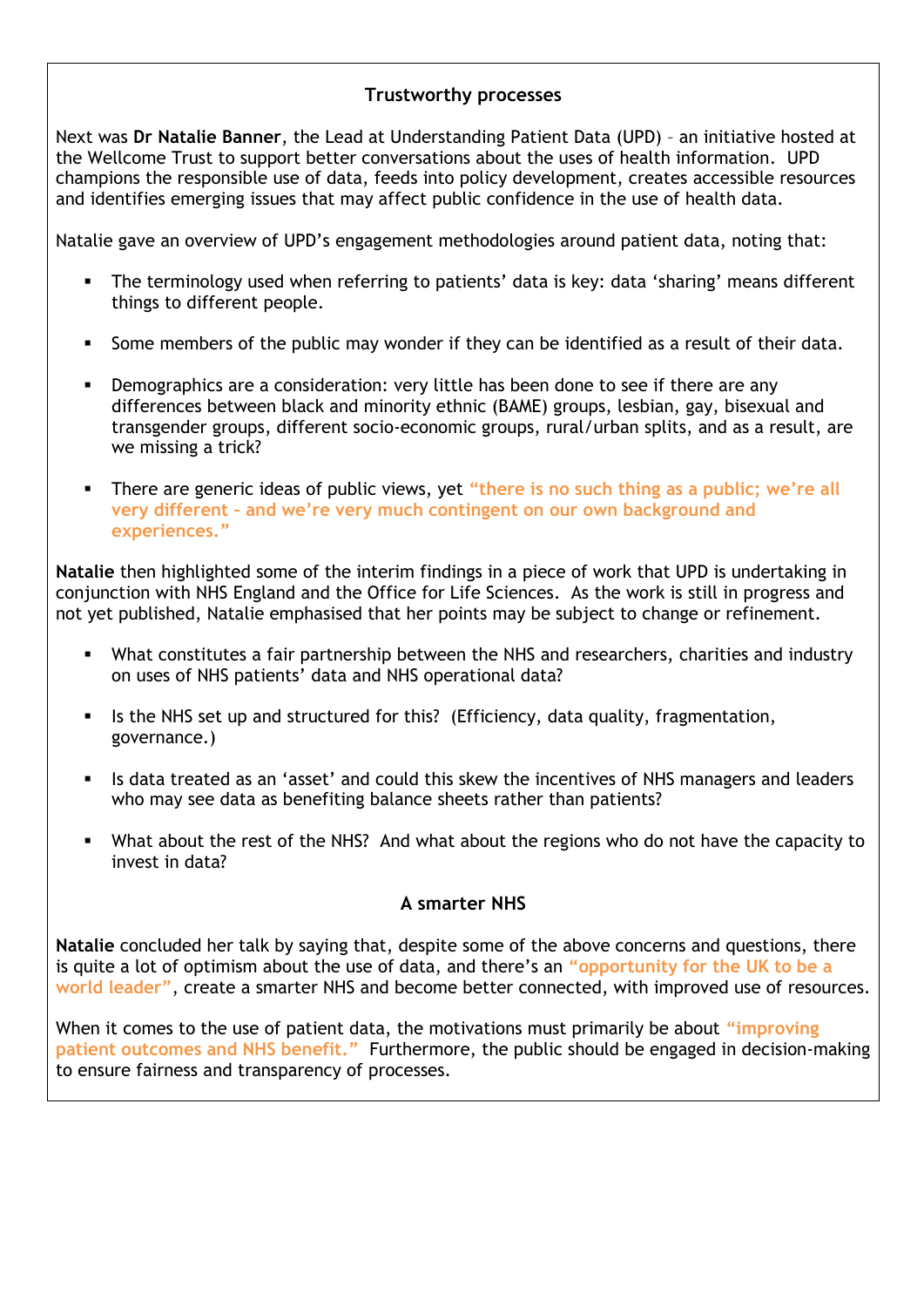## Trustworthy processes

Next was **Dr Natalie Banner**, the Lead at Understanding Patient Data (UPD) – an initiative hosted at the Wellcome Trust to support better conversations about the uses of health information. UPD champions the responsible use of data, feeds into policy development, creates accessible resources and identifies emerging issues that may affect public confidence in the use of health data.

Natalie gave an overview of UPD's engagement methodologies around patient data, noting that:

- The terminology used when referring to patients' data is key: data 'sharing' means different things to different people.
- Some members of the public may wonder if they can be identified as a result of their data.
- Demographics are a consideration: very little has been done to see if there are any differences between black and minority ethnic (BAME) groups, lesbian, gay, bisexual and transgender groups, different socio-economic groups, rural/urban splits, and as a result, are we missing a trick?
- There are generic ideas of public views, yet **"there is no such thing as a public; we're all very different – and we're very much contingent on our own background and experiences."**

**Natalie** then highlighted some of the interim findings in a piece of work that UPD is undertaking in conjunction with NHS England and the Office for Life Sciences. As the work is still in progress and not yet published, Natalie emphasised that her points may be subject to change or refinement.

- What constitutes a fair partnership between the NHS and researchers, charities and industry on uses of NHS patients' data and NHS operational data?
- Is the NHS set up and structured for this? (Efficiency, data quality, fragmentation, governance.)
- Is data treated as an 'asset' and could this skew the incentives of NHS managers and leaders who may see data as benefiting balance sheets rather than patients?
- What about the rest of the NHS? And what about the regions who do not have the capacity to invest in data?

## A smarter NHS

**Natalie** concluded her talk by saying that, despite some of the above concerns and questions, there is quite a lot of optimism about the use of data, and there's an **"opportunity for the UK to be a world leader"**, create a smarter NHS and become better connected, with improved use of resources.

When it comes to the use of patient data, the motivations must primarily be about **"improving patient outcomes and NHS benefit."** Furthermore, the public should be engaged in decision-making to ensure fairness and transparency of processes.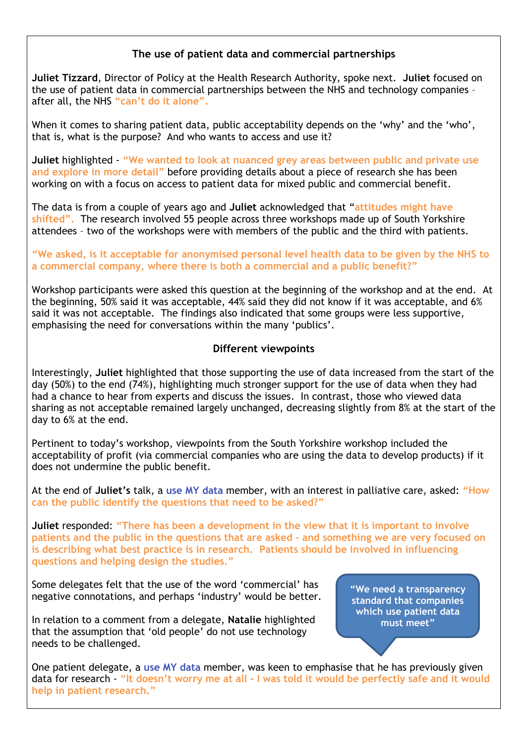## The use of patient data and commercial partnerships

**Juliet Tizzard**, Director of Policy at the Health Research Authority, spoke next. **Juliet** focused on the use of patient data in commercial partnerships between the NHS and technology companies – after all, the NHS **"can't do it alone".**

When it comes to sharing patient data, public acceptability depends on the 'why' and the 'who', that is, what is the purpose? And who wants to access and use it?

**Juliet** highlighted - **"We wanted to look at nuanced grey areas between public and private use and explore in more detail"** before providing details about a piece of research she has been working on with a focus on access to patient data for mixed public and commercial benefit.

The data is from a couple of years ago and **Juliet** acknowledged that **"attitudes might have shifted".** The research involved 55 people across three workshops made up of South Yorkshire attendees – two of the workshops were with members of the public and the third with patients.

**"We asked, is it acceptable for anonymised personal level health data to be given by the NHS to a commercial company, where there is both a commercial and a public benefit?"**

Workshop participants were asked this question at the beginning of the workshop and at the end. At the beginning, 50% said it was acceptable, 44% said they did not know if it was acceptable, and 6% said it was not acceptable. The findings also indicated that some groups were less supportive, emphasising the need for conversations within the many 'publics'.

### Different viewpoints

Interestingly, **Juliet** highlighted that those supporting the use of data increased from the start of the day (50%) to the end (74%), highlighting much stronger support for the use of data when they had had a chance to hear from experts and discuss the issues. In contrast, those who viewed data sharing as not acceptable remained largely unchanged, decreasing slightly from 8% at the start of the day to 6% at the end.

Pertinent to today's workshop, viewpoints from the South Yorkshire workshop included the acceptability of profit (via commercial companies who are using the data to develop products) if it does not undermine the public benefit.

At the end of **Juliet's** talk, a **use MY data** member, with an interest in palliative care, asked: **"How can the public identify the questions that need to be asked?"**

**Juliet** responded: **"There has been a development in the view that it is important to involve patients and the public in the questions that are asked – and something we are very focused on is describing what best practice is in research. Patients should be involved in influencing questions and helping design the studies."**

Some delegates felt that the use of the word 'commercial' has negative connotations, and perhaps 'industry' would be better.

In relation to a comment from a delegate, **Natalie** highlighted that the assumption that 'old people' do not use technology needs to be challenged.

> **"We need a transparency standard that companies which use patient data must meet"**

One patient delegate, a **use MY data** member, was keen to emphasise that he has previously given data for research - **"It doesn't worry me at all – I was told it would be perfectly safe and it would help in patient research."**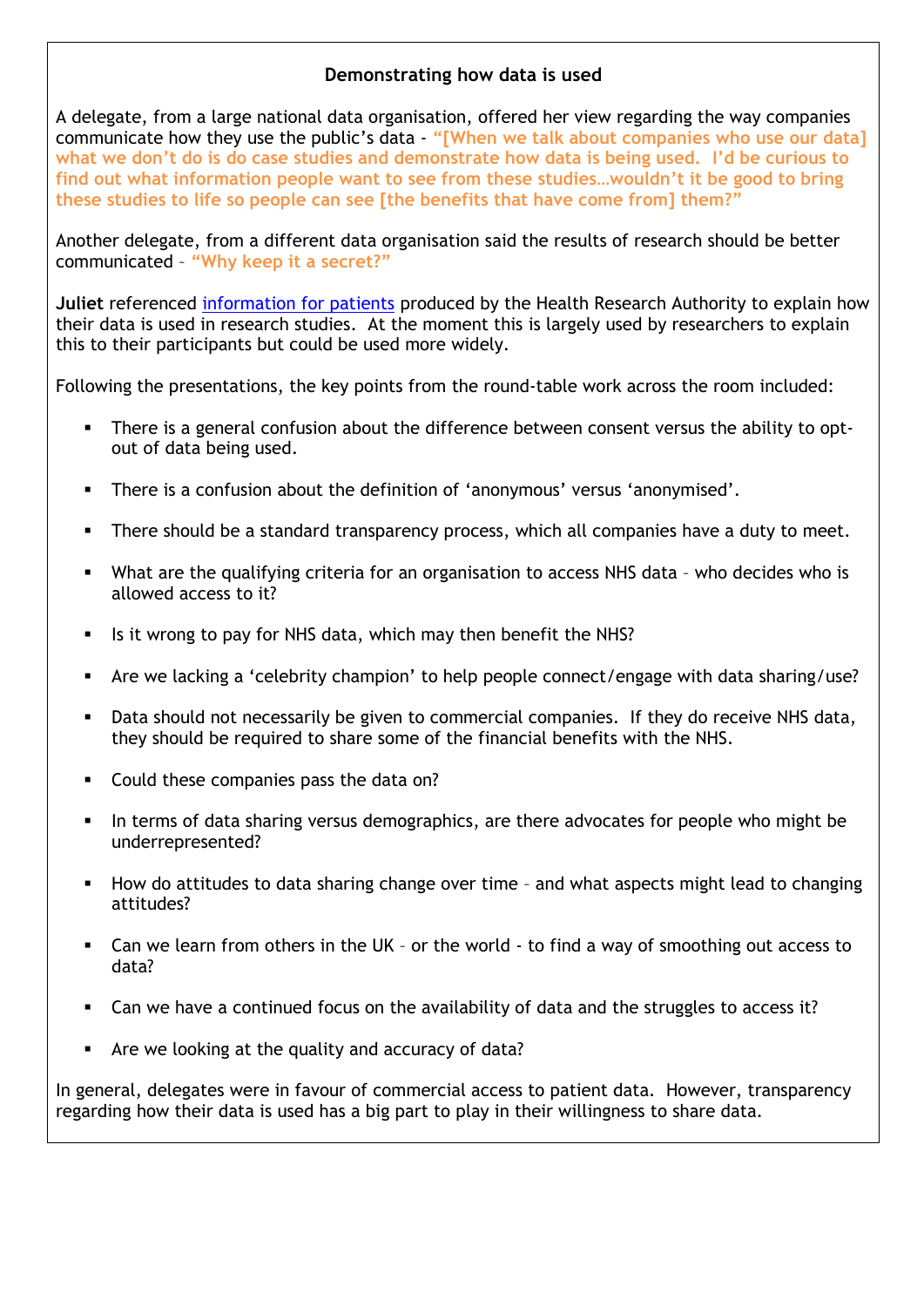### Demonstrating how data is used

A delegate, from a large national data organisation, offered her view regarding the way companies communicate how they use the public's data - **"[When we talk about companies who use our data] what we don't do is do case studies and demonstrate how data is being used. I'd be curious to find out what information people want to see from these studies…wouldn't it be good to bring these studies to life so people can see [the benefits that have come from] them?"**

Another delegate, from a different data organisation said the results of research should be better communicated – **"Why keep it a secret?"**

**Juliet** referenced information for patients produced by the Health Research Authority to explain how their data is used in research studies. At the moment this is largely used by researchers to explain this to their participants but could be used more widely.

Following the presentations, the key points from the round-table work across the room included:

- There is a general confusion about the difference between consent versus the ability to opt-out of data being used.
- There is a confusion about the definition of 'anonymous' versus 'anonymised'.
- There should be a standard transparency process, which all companies have a duty to meet.
- What are the qualifying criteria for an organisation to access NHS data – who decides who is allowed access to it?
- Is it wrong to pay for NHS data, which may then benefit the NHS?
- Are we lacking a 'celebrity champion' to help people connect/engage with data sharing/use?
- Data should not necessarily be given to commercial companies. If they do receive NHS data, they should be required to share some of the financial benefits with the NHS.
- Could these companies pass the data on?
- In terms of data sharing versus demographics, are there advocates for people who might be underrepresented?
- How do attitudes to data sharing change over time – and what aspects might lead to changing attitudes?
- Can we learn from others in the UK – or the world - to find a way of smoothing out access to data?
- Can we have a continued focus on the availability of data and the struggles to access it?
- Are we looking at the quality and accuracy of data?

In general, delegates were in favour of commercial access to patient data. However, transparency regarding how their data is used has a big part to play in their willingness to share data.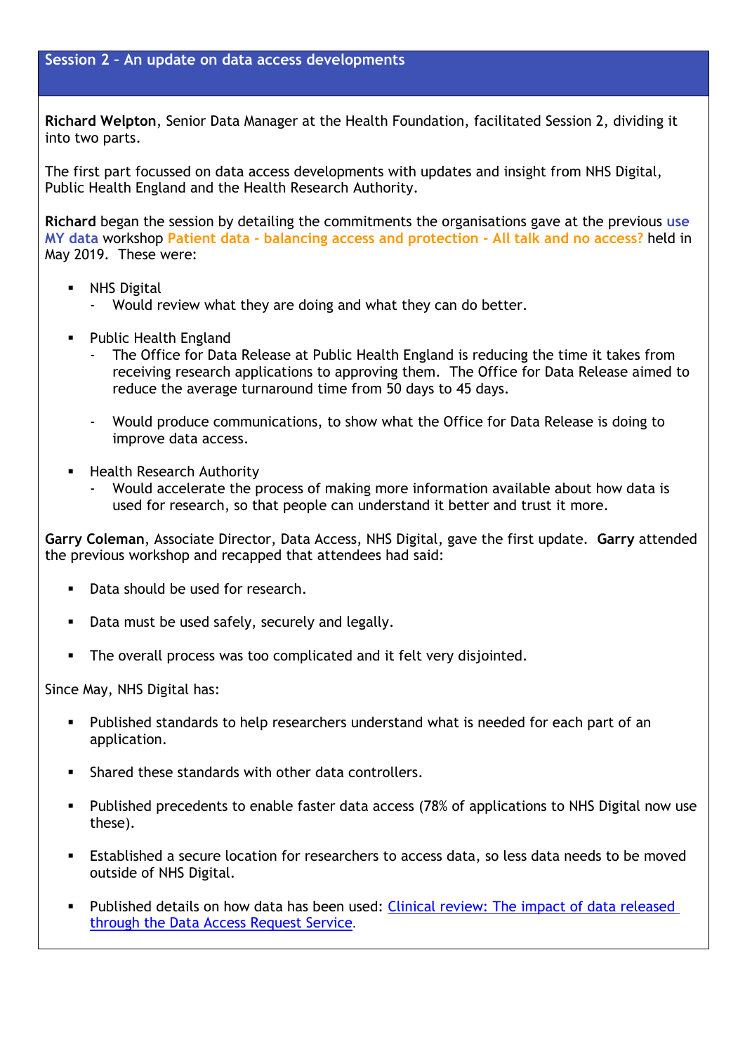## Session 2 - An update on data access developments

**Richard Welpton**, Senior Data Manager at the Health Foundation, facilitated Session 2, dividing it into two parts.

The first part focussed on data access developments with updates and insight from NHS Digital, Public Health England and the Health Research Authority.

**Richard** began the session by detailing the commitments the organisations gave at the previous use MY data workshop Patient data - balancing access and protection - All talk and no access? held in May 2019. These were:

- NHS Digital
  - Would review what they are doing and what they can do better.
- Public Health England
  - The Office for Data Release at Public Health England is reducing the time it takes from receiving research applications to approving them. The Office for Data Release aimed to reduce the average turnaround time from 50 days to 45 days.
  - Would produce communications, to show what the Office for Data Release is doing to improve data access.
- Health Research Authority
  - Would accelerate the process of making more information available about how data is used for research, so that people can understand it better and trust it more.

**Garry Coleman**, Associate Director, Data Access, NHS Digital, gave the first update. **Garry** attended the previous workshop and recapped that attendees had said:

- Data should be used for research.
- Data must be used safely, securely and legally.
- The overall process was too complicated and it felt very disjointed.

Since May, NHS Digital has:

- Published standards to help researchers understand what is needed for each part of an application.
- Shared these standards with other data controllers.
- Published precedents to enable faster data access (78% of applications to NHS Digital now use these).
- Established a secure location for researchers to access data, so less data needs to be moved outside of NHS Digital.
- Published details on how data has been used: Clinical review: The impact of data released through the Data Access Request Service.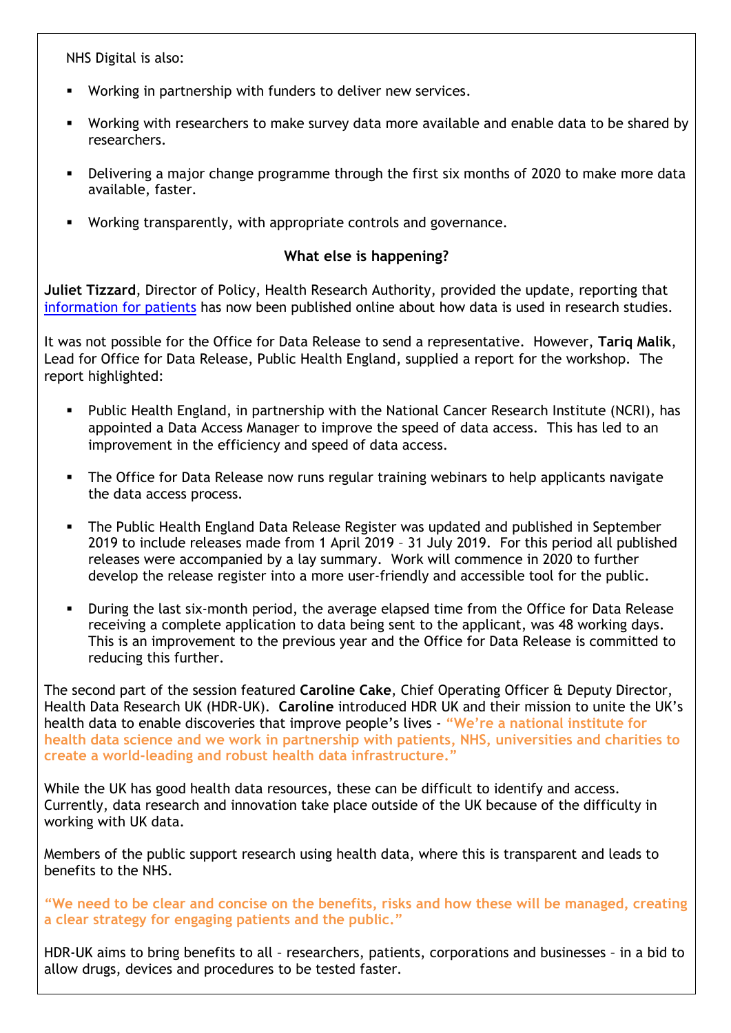NHS Digital is also:

- Working in partnership with funders to deliver new services.
- Working with researchers to make survey data more available and enable data to be shared by researchers.
- Delivering a major change programme through the first six months of 2020 to make more data available, faster.
- Working transparently, with appropriate controls and governance.

### What else is happening?

**Juliet Tizzard**, Director of Policy, Health Research Authority, provided the update, reporting that [information for patients] has now been published online about how data is used in research studies.

It was not possible for the Office for Data Release to send a representative. However, **Tariq Malik**, Lead for Office for Data Release, Public Health England, supplied a report for the workshop. The report highlighted:

- Public Health England, in partnership with the National Cancer Research Institute (NCRI), has appointed a Data Access Manager to improve the speed of data access. This has led to an improvement in the efficiency and speed of data access.
- The Office for Data Release now runs regular training webinars to help applicants navigate the data access process.
- The Public Health England Data Release Register was updated and published in September 2019 to include releases made from 1 April 2019 – 31 July 2019. For this period all published releases were accompanied by a lay summary. Work will commence in 2020 to further develop the release register into a more user-friendly and accessible tool for the public.
- During the last six-month period, the average elapsed time from the Office for Data Release receiving a complete application to data being sent to the applicant, was 48 working days. This is an improvement to the previous year and the Office for Data Release is committed to reducing this further.

The second part of the session featured **Caroline Cake**, Chief Operating Officer & Deputy Director, Health Data Research UK (HDR-UK). **Caroline** introduced HDR UK and their mission to unite the UK's health data to enable discoveries that improve people's lives - **"We're a national institute for health data science and we work in partnership with patients, NHS, universities and charities to create a world-leading and robust health data infrastructure."**

While the UK has good health data resources, these can be difficult to identify and access. Currently, data research and innovation take place outside of the UK because of the difficulty in working with UK data.

Members of the public support research using health data, where this is transparent and leads to benefits to the NHS.

**"We need to be clear and concise on the benefits, risks and how these will be managed, creating a clear strategy for engaging patients and the public."**

HDR-UK aims to bring benefits to all – researchers, patients, corporations and businesses – in a bid to allow drugs, devices and procedures to be tested faster.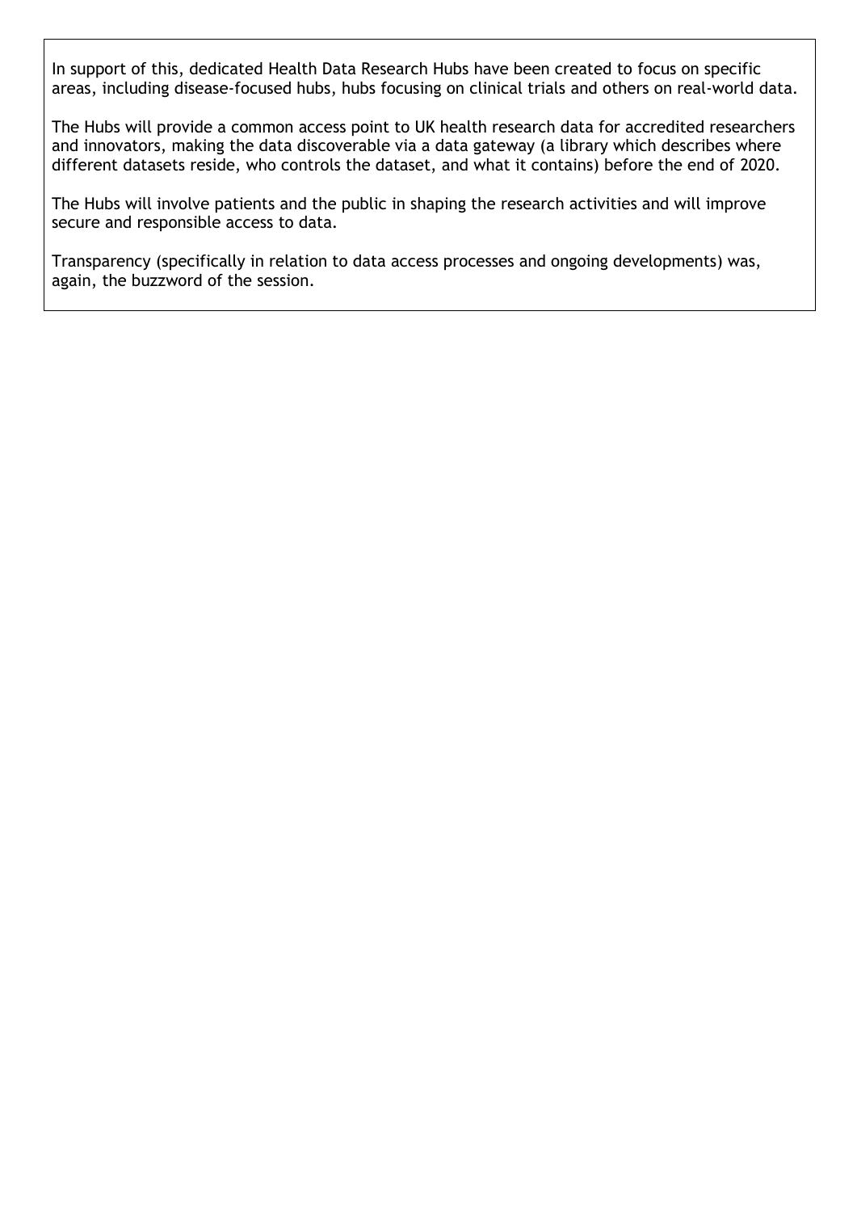In support of this, dedicated Health Data Research Hubs have been created to focus on specific areas, including disease-focused hubs, hubs focusing on clinical trials and others on real-world data.

The Hubs will provide a common access point to UK health research data for accredited researchers and innovators, making the data discoverable via a data gateway (a library which describes where different datasets reside, who controls the dataset, and what it contains) before the end of 2020.

The Hubs will involve patients and the public in shaping the research activities and will improve secure and responsible access to data.

Transparency (specifically in relation to data access processes and ongoing developments) was, again, the buzzword of the session.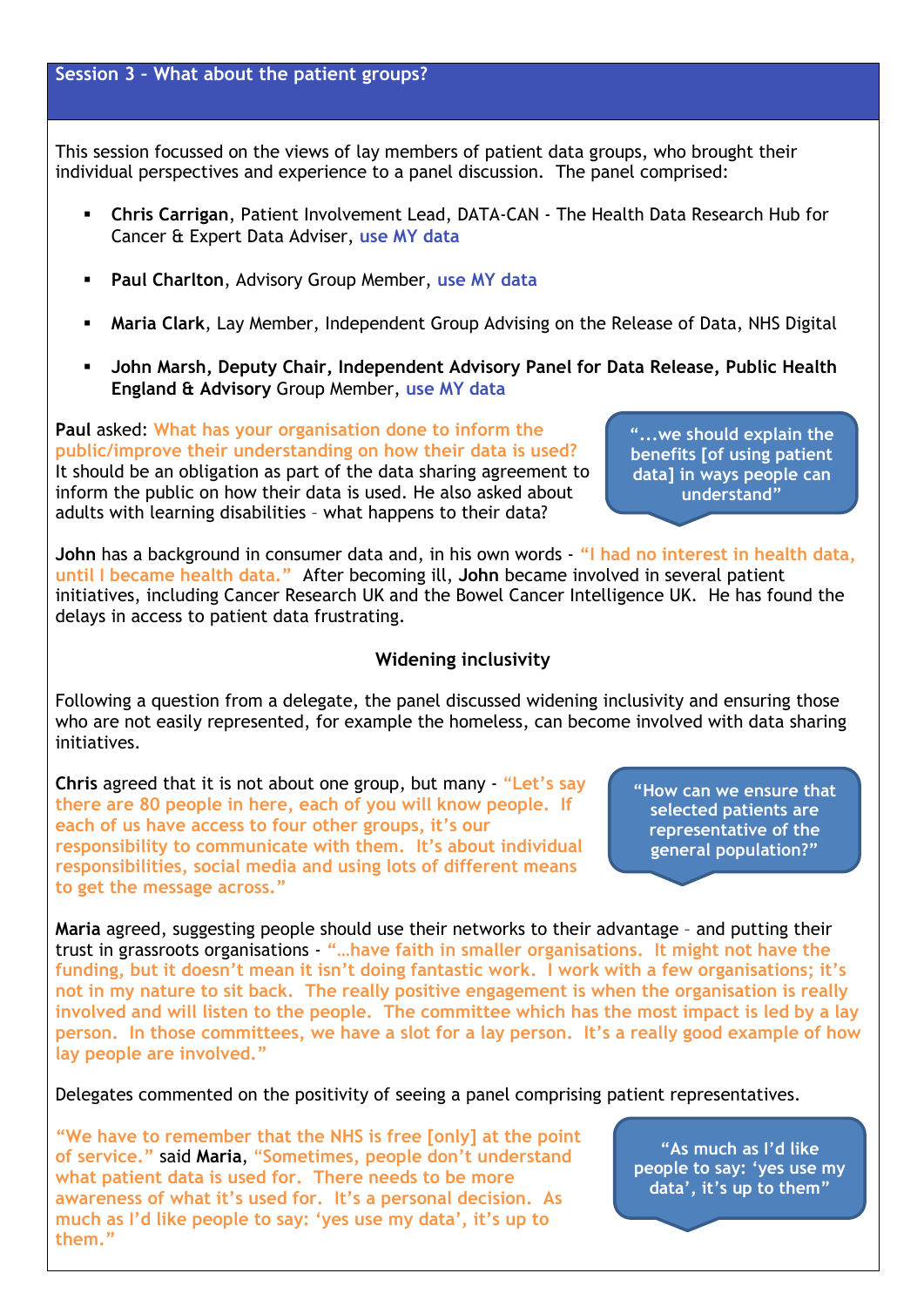## Session 3 – What about the patient groups?

This session focussed on the views of lay members of patient data groups, who brought their individual perspectives and experience to a panel discussion. The panel comprised:

- **Chris Carrigan**, Patient Involvement Lead, DATA-CAN - The Health Data Research Hub for Cancer & Expert Data Adviser, **use MY data**
- **Paul Charlton**, Advisory Group Member, **use MY data**
- **Maria Clark**, Lay Member, Independent Group Advising on the Release of Data, NHS Digital
- **John Marsh, Deputy Chair, Independent Advisory Panel for Data Release, Public Health England & Advisory** Group Member, **use MY data**

**Paul** asked: What has your organisation done to inform the public/improve their understanding on how their data is used? It should be an obligation as part of the data sharing agreement to inform the public on how their data is used. He also asked about adults with learning disabilities – what happens to their data?

> "...we should explain the benefits [of using patient data] in ways people can understand"

**John** has a background in consumer data and, in his own words - "I had no interest in health data, until I became health data." After becoming ill, **John** became involved in several patient initiatives, including Cancer Research UK and the Bowel Cancer Intelligence UK. He has found the delays in access to patient data frustrating.

### Widening inclusivity

Following a question from a delegate, the panel discussed widening inclusivity and ensuring those who are not easily represented, for example the homeless, can become involved with data sharing initiatives.

**Chris** agreed that it is not about one group, but many - "Let's say there are 80 people in here, each of you will know people. If each of us have access to four other groups, it's our responsibility to communicate with them. It's about individual responsibilities, social media and using lots of different means to get the message across."

> "How can we ensure that selected patients are representative of the general population?"

**Maria** agreed, suggesting people should use their networks to their advantage – and putting their trust in grassroots organisations - "…have faith in smaller organisations. It might not have the funding, but it doesn't mean it isn't doing fantastic work. I work with a few organisations; it's not in my nature to sit back. The really positive engagement is when the organisation is really involved and will listen to the people. The committee which has the most impact is led by a lay person. In those committees, we have a slot for a lay person. It's a really good example of how lay people are involved."

Delegates commented on the positivity of seeing a panel comprising patient representatives.

"We have to remember that the NHS is free [only] at the point of service." said **Maria**, "Sometimes, people don't understand what patient data is used for. There needs to be more awareness of what it's used for. It's a personal decision. As much as I'd like people to say: 'yes use my data', it's up to them."

> "As much as I'd like people to say: 'yes use my data', it's up to them"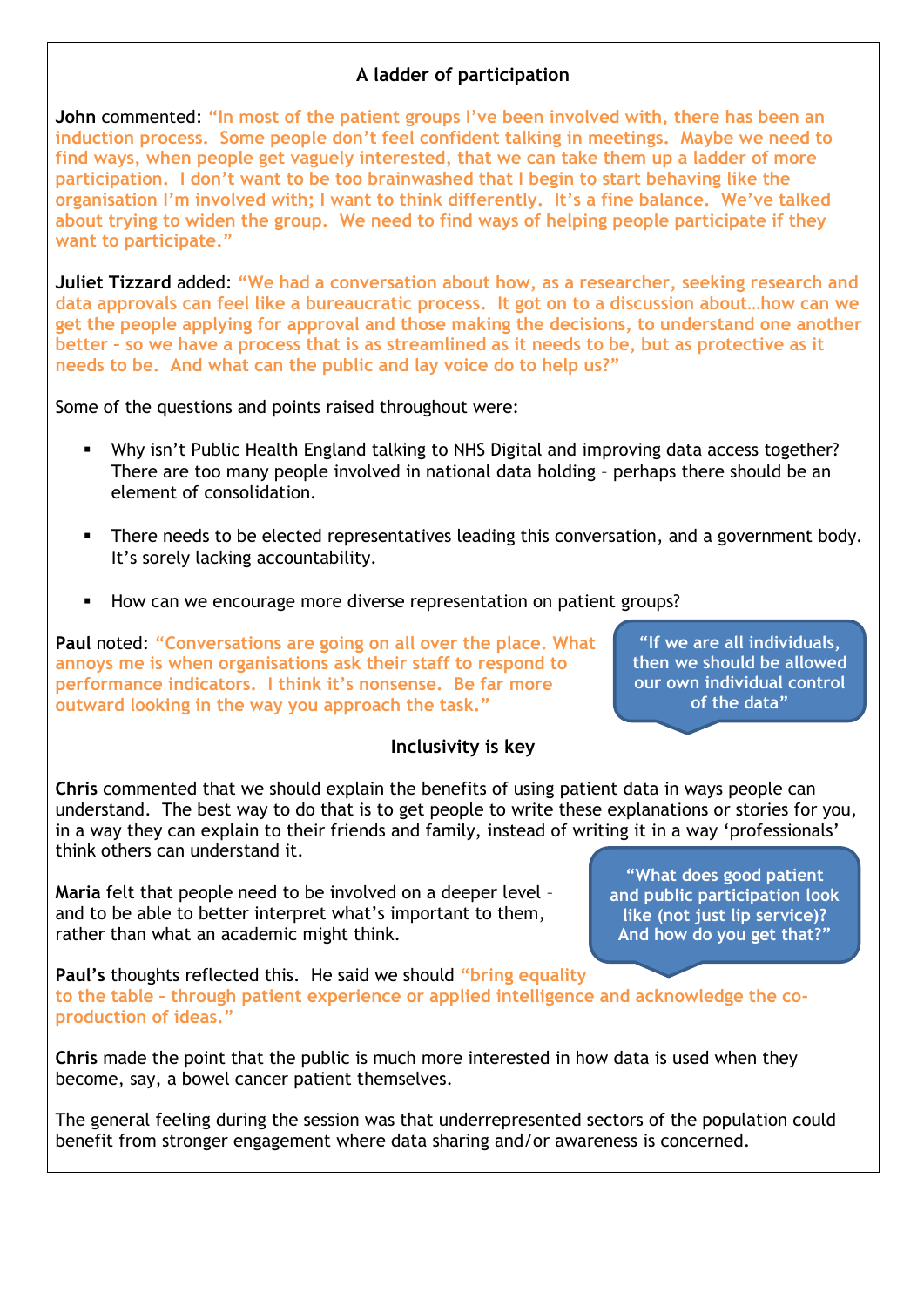## A ladder of participation

**John** commented: **"In most of the patient groups I've been involved with, there has been an induction process. Some people don't feel confident talking in meetings. Maybe we need to find ways, when people get vaguely interested, that we can take them up a ladder of more participation. I don't want to be too brainwashed that I begin to start behaving like the organisation I'm involved with; I want to think differently. It's a fine balance. We've talked about trying to widen the group. We need to find ways of helping people participate if they want to participate."**

**Juliet Tizzard** added: **"We had a conversation about how, as a researcher, seeking research and data approvals can feel like a bureaucratic process. It got on to a discussion about…how can we get the people applying for approval and those making the decisions, to understand one another better – so we have a process that is as streamlined as it needs to be, but as protective as it needs to be. And what can the public and lay voice do to help us?"**

Some of the questions and points raised throughout were:

- Why isn't Public Health England talking to NHS Digital and improving data access together? There are too many people involved in national data holding – perhaps there should be an element of consolidation.
- There needs to be elected representatives leading this conversation, and a government body. It's sorely lacking accountability.
- How can we encourage more diverse representation on patient groups?

**Paul** noted: **"Conversations are going on all over the place. What annoys me is when organisations ask their staff to respond to performance indicators. I think it's nonsense. Be far more outward looking in the way you approach the task."**

> **"If we are all individuals, then we should be allowed our own individual control of the data"**

## Inclusivity is key

**Chris** commented that we should explain the benefits of using patient data in ways people can understand. The best way to do that is to get people to write these explanations or stories for you, in a way they can explain to their friends and family, instead of writing it in a way 'professionals' think others can understand it.

**Maria** felt that people need to be involved on a deeper level – and to be able to better interpret what's important to them, rather than what an academic might think.

> **"What does good patient and public participation look like (not just lip service)? And how do you get that?"**

**Paul's** thoughts reflected this. He said we should **"bring equality to the table – through patient experience or applied intelligence and acknowledge the co-production of ideas."**

**Chris** made the point that the public is much more interested in how data is used when they become, say, a bowel cancer patient themselves.

The general feeling during the session was that underrepresented sectors of the population could benefit from stronger engagement where data sharing and/or awareness is concerned.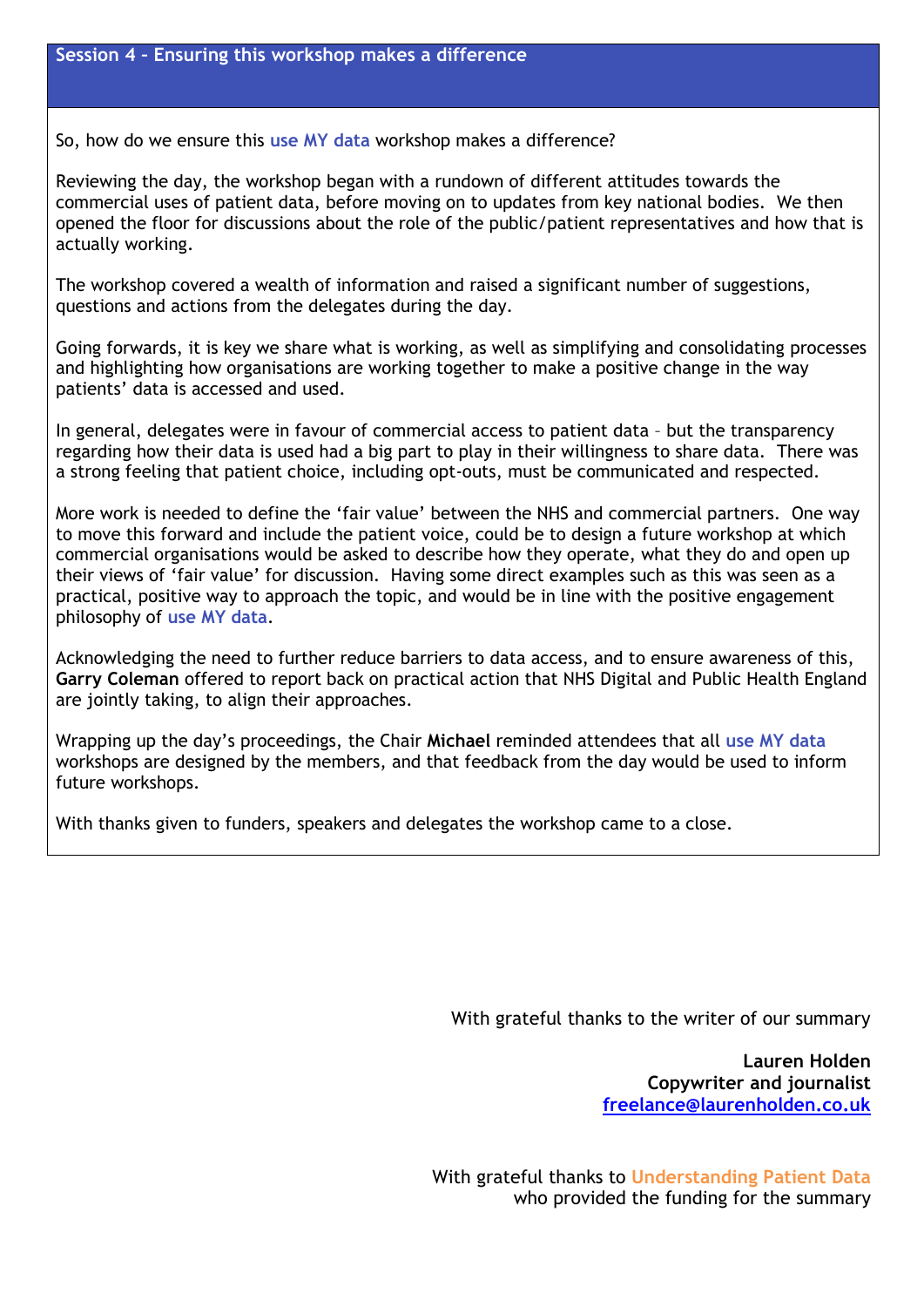## Session 4 – Ensuring this workshop makes a difference

So, how do we ensure this **use MY data** workshop makes a difference?

Reviewing the day, the workshop began with a rundown of different attitudes towards the commercial uses of patient data, before moving on to updates from key national bodies. We then opened the floor for discussions about the role of the public/patient representatives and how that is actually working.

The workshop covered a wealth of information and raised a significant number of suggestions, questions and actions from the delegates during the day.

Going forwards, it is key we share what is working, as well as simplifying and consolidating processes and highlighting how organisations are working together to make a positive change in the way patients' data is accessed and used.

In general, delegates were in favour of commercial access to patient data – but the transparency regarding how their data is used had a big part to play in their willingness to share data. There was a strong feeling that patient choice, including opt-outs, must be communicated and respected.

More work is needed to define the 'fair value' between the NHS and commercial partners. One way to move this forward and include the patient voice, could be to design a future workshop at which commercial organisations would be asked to describe how they operate, what they do and open up their views of 'fair value' for discussion. Having some direct examples such as this was seen as a practical, positive way to approach the topic, and would be in line with the positive engagement philosophy of **use MY data**.

Acknowledging the need to further reduce barriers to data access, and to ensure awareness of this, **Garry Coleman** offered to report back on practical action that NHS Digital and Public Health England are jointly taking, to align their approaches.

Wrapping up the day's proceedings, the Chair **Michael** reminded attendees that all **use MY data** workshops are designed by the members, and that feedback from the day would be used to inform future workshops.

With thanks given to funders, speakers and delegates the workshop came to a close.

With grateful thanks to the writer of our summary

**Lauren Holden**
**Copywriter and journalist**
**freelance@laurenholden.co.uk**

With grateful thanks to **Understanding Patient Data** who provided the funding for the summary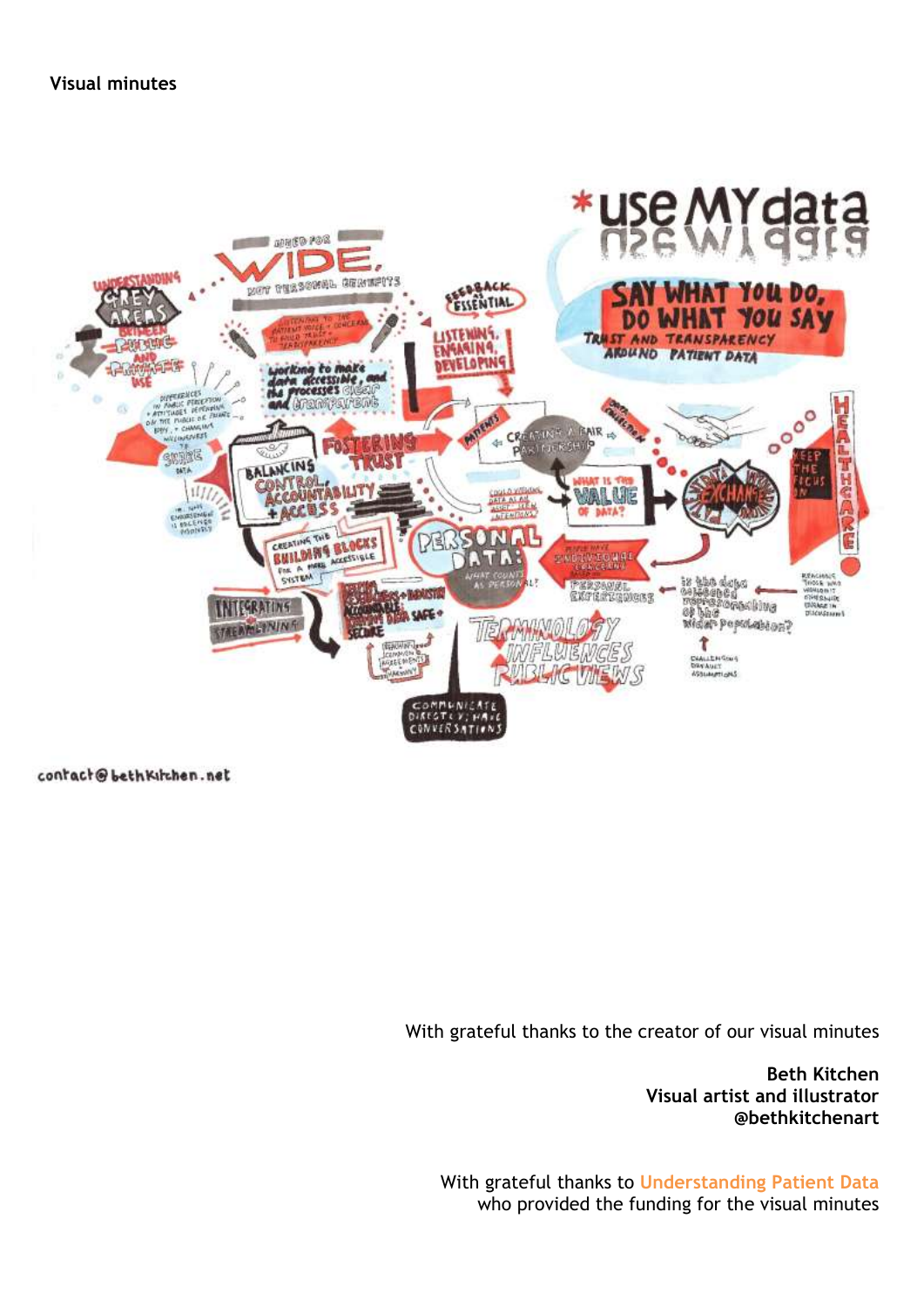**Visual minutes**

With grateful thanks to the creator of our visual minutes

**Beth Kitchen**
**Visual artist and illustrator**
**@bethkitchenart**

With grateful thanks to Understanding Patient Data who provided the funding for the visual minutes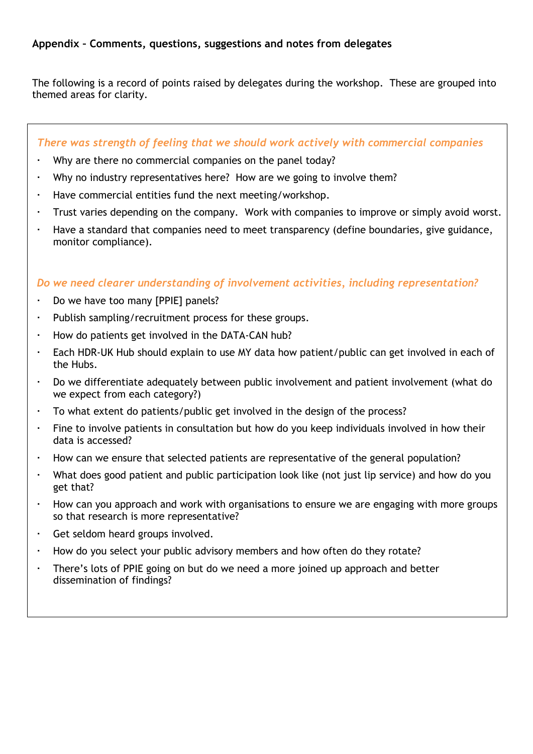**Appendix – Comments, questions, suggestions and notes from delegates**

The following is a record of points raised by delegates during the workshop. These are grouped into themed areas for clarity.

*There was strength of feeling that we should work actively with commercial companies*

- Why are there no commercial companies on the panel today?
- Why no industry representatives here? How are we going to involve them?
- Have commercial entities fund the next meeting/workshop.
- Trust varies depending on the company. Work with companies to improve or simply avoid worst.
- Have a standard that companies need to meet transparency (define boundaries, give guidance, monitor compliance).

*Do we need clearer understanding of involvement activities, including representation?*

- Do we have too many [PPIE] panels?
- Publish sampling/recruitment process for these groups.
- How do patients get involved in the DATA-CAN hub?
- Each HDR-UK Hub should explain to use MY data how patient/public can get involved in each of the Hubs.
- Do we differentiate adequately between public involvement and patient involvement (what do we expect from each category?)
- To what extent do patients/public get involved in the design of the process?
- Fine to involve patients in consultation but how do you keep individuals involved in how their data is accessed?
- How can we ensure that selected patients are representative of the general population?
- What does good patient and public participation look like (not just lip service) and how do you get that?
- How can you approach and work with organisations to ensure we are engaging with more groups so that research is more representative?
- Get seldom heard groups involved.
- How do you select your public advisory members and how often do they rotate?
- There's lots of PPIE going on but do we need a more joined up approach and better dissemination of findings?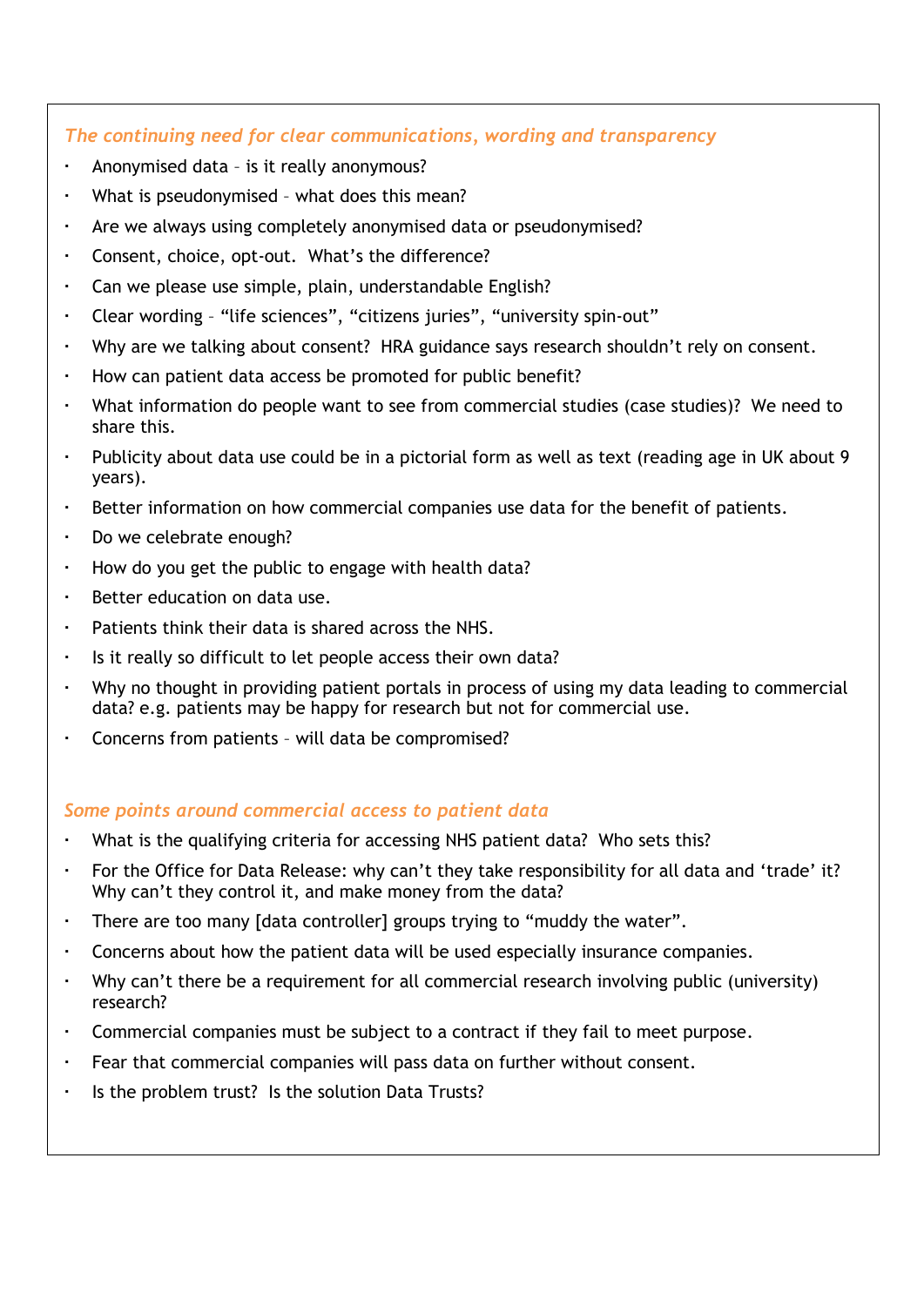*The continuing need for clear communications, wording and transparency*

- Anonymised data – is it really anonymous?
- What is pseudonymised – what does this mean?
- Are we always using completely anonymised data or pseudonymised?
- Consent, choice, opt-out. What's the difference?
- Can we please use simple, plain, understandable English?
- Clear wording – "life sciences", "citizens juries", "university spin-out"
- Why are we talking about consent? HRA guidance says research shouldn't rely on consent.
- How can patient data access be promoted for public benefit?
- What information do people want to see from commercial studies (case studies)? We need to share this.
- Publicity about data use could be in a pictorial form as well as text (reading age in UK about 9 years).
- Better information on how commercial companies use data for the benefit of patients.
- Do we celebrate enough?
- How do you get the public to engage with health data?
- Better education on data use.
- Patients think their data is shared across the NHS.
- Is it really so difficult to let people access their own data?
- Why no thought in providing patient portals in process of using my data leading to commercial data? e.g. patients may be happy for research but not for commercial use.
- Concerns from patients – will data be compromised?

*Some points around commercial access to patient data*

- What is the qualifying criteria for accessing NHS patient data? Who sets this?
- For the Office for Data Release: why can't they take responsibility for all data and 'trade' it? Why can't they control it, and make money from the data?
- There are too many [data controller] groups trying to "muddy the water".
- Concerns about how the patient data will be used especially insurance companies.
- Why can't there be a requirement for all commercial research involving public (university) research?
- Commercial companies must be subject to a contract if they fail to meet purpose.
- Fear that commercial companies will pass data on further without consent.
- Is the problem trust? Is the solution Data Trusts?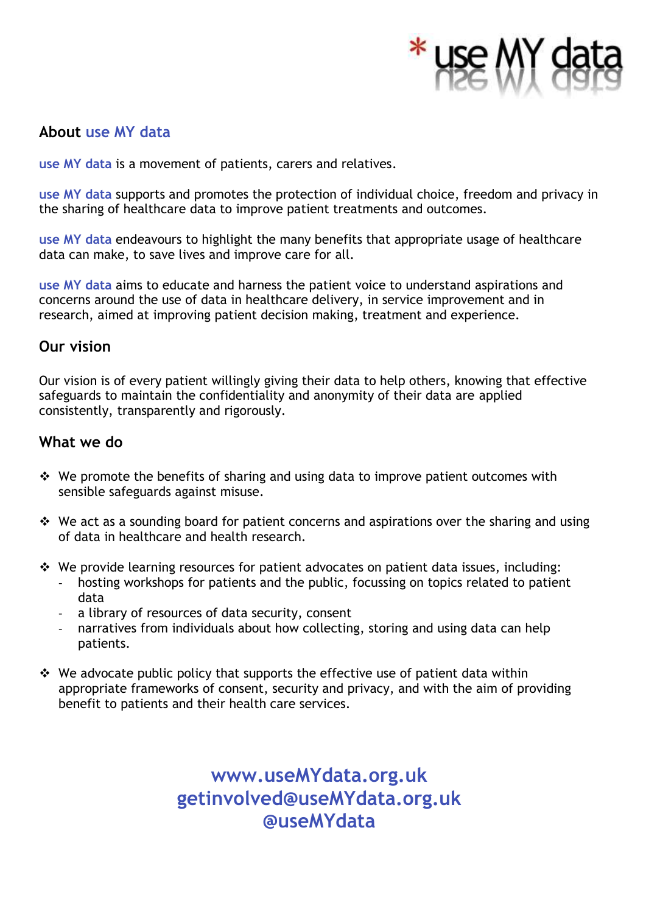\* use MY data

## About use MY data

use MY data is a movement of patients, carers and relatives.

use MY data supports and promotes the protection of individual choice, freedom and privacy in the sharing of healthcare data to improve patient treatments and outcomes.

use MY data endeavours to highlight the many benefits that appropriate usage of healthcare data can make, to save lives and improve care for all.

use MY data aims to educate and harness the patient voice to understand aspirations and concerns around the use of data in healthcare delivery, in service improvement and in research, aimed at improving patient decision making, treatment and experience.

## Our vision

Our vision is of every patient willingly giving their data to help others, knowing that effective safeguards to maintain the confidentiality and anonymity of their data are applied consistently, transparently and rigorously.

## What we do

- We promote the benefits of sharing and using data to improve patient outcomes with sensible safeguards against misuse.
- We act as a sounding board for patient concerns and aspirations over the sharing and using of data in healthcare and health research.
- We provide learning resources for patient advocates on patient data issues, including:
  - hosting workshops for patients and the public, focussing on topics related to patient data
  - a library of resources of data security, consent
  - narratives from individuals about how collecting, storing and using data can help patients.
- We advocate public policy that supports the effective use of patient data within appropriate frameworks of consent, security and privacy, and with the aim of providing benefit to patients and their health care services.

**www.useMYdata.org.uk**
**getinvolved@useMYdata.org.uk**
**@useMYdata**